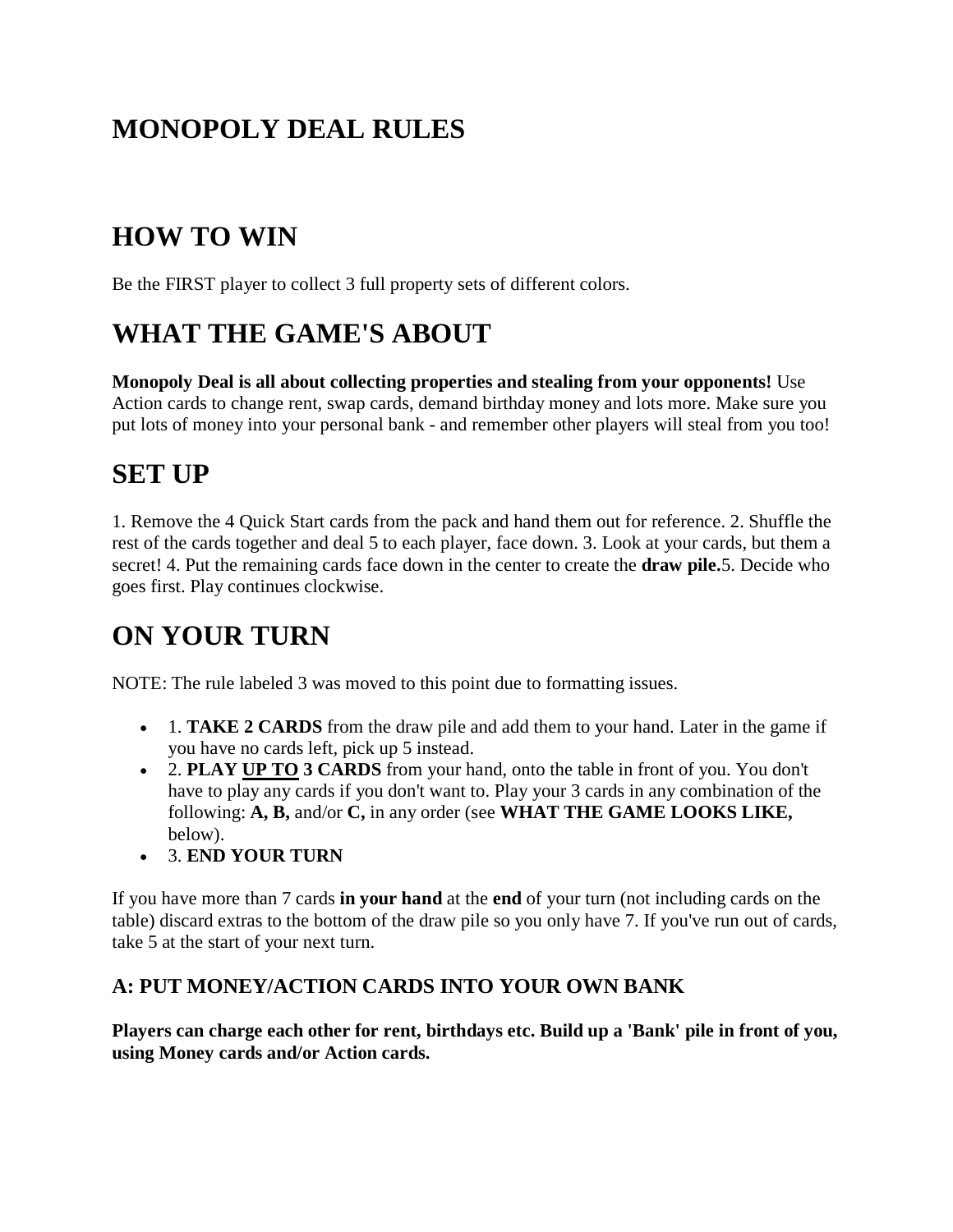# MONOPOLY DEAL RULES

## HOW TO WIN

Be the FIRST player to collect 3 full property sets of different colors.

## WHAT THE GAME'S ABOUT

**Monopoly Deal is all about collecting properties and stealing from your opponents!** Use Action cards to change rent, swap cards, demand birthday money and lots more. Make sure you put lots of money into your personal bank - and remember other players will steal from you too!

## SET UP

1. Remove the 4 Quick Start cards from the pack and hand them out for reference. 2. Shuffle the rest of the cards together and deal 5 to each player, face down. 3. Look at your cards, but them a secret! 4. Put the remaining cards face down in the center to create the **draw pile.**5. Decide who goes first. Play continues clockwise.

## ON YOUR TURN

NOTE: The rule labeled 3 was moved to this point due to formatting issues.

- 1. **TAKE 2 CARDS** from the draw pile and add them to your hand. Later in the game if you have no cards left, pick up 5 instead.
- 2. **PLAY <u>UP TO</u> 3 CARDS** from your hand, onto the table in front of you. You don't have to play any cards if you don't want to. Play your 3 cards in any combination of the following: **A, B,** and/or **C,** in any order (see **WHAT THE GAME LOOKS LIKE,** below).
- 3. **END YOUR TURN**

If you have more than 7 cards **in your hand** at the **end** of your turn (not including cards on the table) discard extras to the bottom of the draw pile so you only have 7. If you've run out of cards, take 5 at the start of your next turn.

### A: PUT MONEY/ACTION CARDS INTO YOUR OWN BANK

**Players can charge each other for rent, birthdays etc. Build up a 'Bank' pile in front of you, using Money cards and/or Action cards.**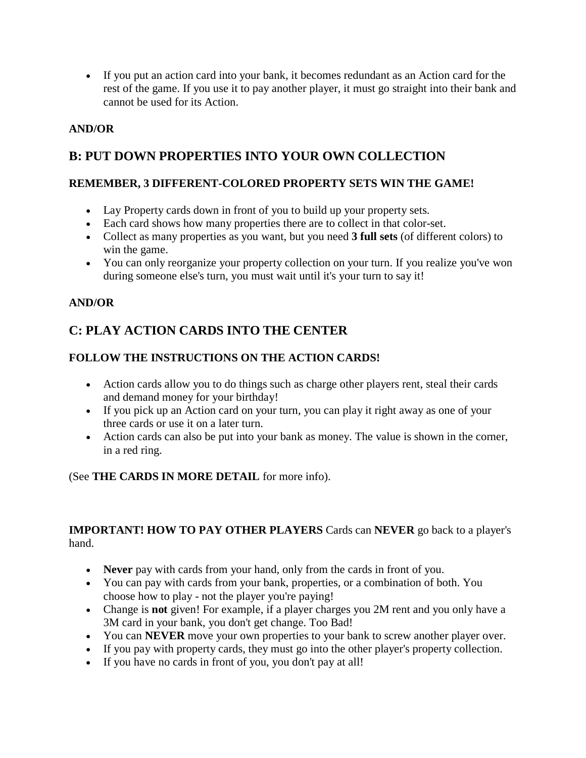- If you put an action card into your bank, it becomes redundant as an Action card for the rest of the game. If you use it to pay another player, it must go straight into their bank and cannot be used for its Action.

**AND/OR**

## B: PUT DOWN PROPERTIES INTO YOUR OWN COLLECTION

**REMEMBER, 3 DIFFERENT-COLORED PROPERTY SETS WIN THE GAME!**

- Lay Property cards down in front of you to build up your property sets.
- Each card shows how many properties there are to collect in that color-set.
- Collect as many properties as you want, but you need **3 full sets** (of different colors) to win the game.
- You can only reorganize your property collection on your turn. If you realize you've won during someone else's turn, you must wait until it's your turn to say it!

**AND/OR**

## C: PLAY ACTION CARDS INTO THE CENTER

**FOLLOW THE INSTRUCTIONS ON THE ACTION CARDS!**

- Action cards allow you to do things such as charge other players rent, steal their cards and demand money for your birthday!
- If you pick up an Action card on your turn, you can play it right away as one of your three cards or use it on a later turn.
- Action cards can also be put into your bank as money. The value is shown in the corner, in a red ring.

(See **THE CARDS IN MORE DETAIL** for more info).

**IMPORTANT! HOW TO PAY OTHER PLAYERS** Cards can **NEVER** go back to a player's hand.

- **Never** pay with cards from your hand, only from the cards in front of you.
- You can pay with cards from your bank, properties, or a combination of both. You choose how to play - not the player you're paying!
- Change is **not** given! For example, if a player charges you 2M rent and you only have a 3M card in your bank, you don't get change. Too Bad!
- You can **NEVER** move your own properties to your bank to screw another player over.
- If you pay with property cards, they must go into the other player's property collection.
- If you have no cards in front of you, you don't pay at all!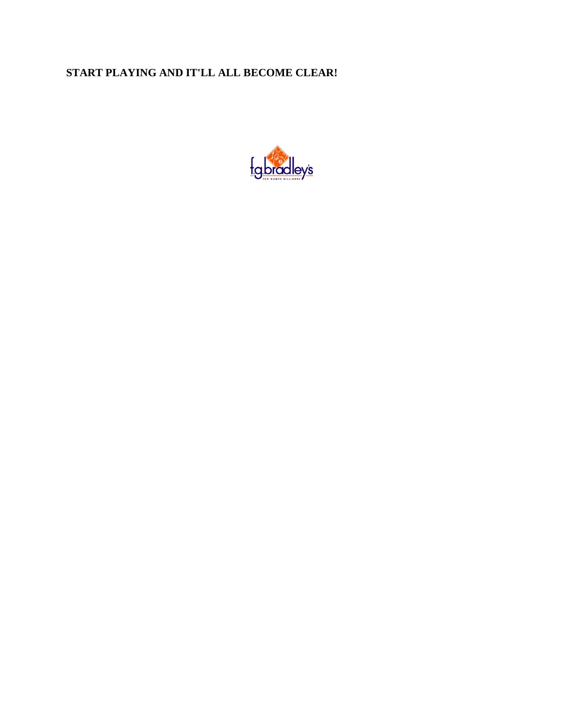**START PLAYING AND IT'LL ALL BECOME CLEAR!**